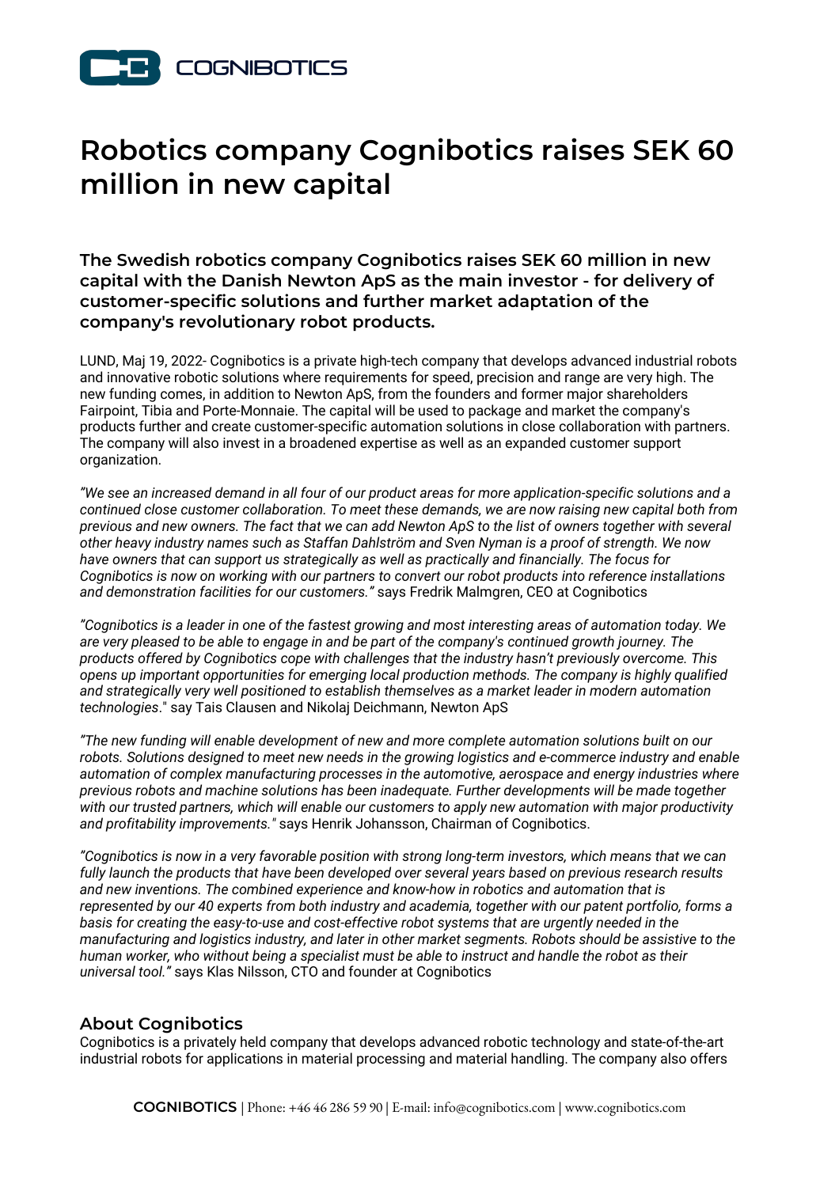# Robotics company Cognibotics raises SEK 60 million in new capital

## The Swedish robotics company Cognibotics raises SEK 60 million in new capital with the Danish Newton ApS as the main investor - for delivery of customer-specific solutions and further market adaptation of the company's revolutionary robot products.

LUND, Maj 19, 2022- Cognibotics is a private high-tech company that develops advanced industrial robots and innovative robotic solutions where requirements for speed, precision and range are very high. The new funding comes, in addition to Newton ApS, from the founders and former major shareholders Fairpoint, Tibia and Porte-Monnaie. The capital will be used to package and market the company's products further and create customer-specific automation solutions in close collaboration with partners. The company will also invest in a broadened expertise as well as an expanded customer support organization.

*"We see an increased demand in all four of our product areas for more application-specific solutions and a continued close customer collaboration. To meet these demands, we are now raising new capital both from previous and new owners. The fact that we can add Newton ApS to the list of owners together with several other heavy industry names such as Staffan Dahlström and Sven Nyman is a proof of strength. We now have owners that can support us strategically as well as practically and financially. The focus for Cognibotics is now on working with our partners to convert our robot products into reference installations and demonstration facilities for our customers."* says Fredrik Malmgren, CEO at Cognibotics

*"Cognibotics is a leader in one of the fastest growing and most interesting areas of automation today. We are very pleased to be able to engage in and be part of the company's continued growth journey. The products offered by Cognibotics cope with challenges that the industry hasn't previously overcome. This opens up important opportunities for emerging local production methods. The company is highly qualified and strategically very well positioned to establish themselves as a market leader in modern automation technologies*." say Tais Clausen and Nikolaj Deichmann, Newton ApS

*"The new funding will enable development of new and more complete automation solutions built on our robots. Solutions designed to meet new needs in the growing logistics and e-commerce industry and enable automation of complex manufacturing processes in the automotive, aerospace and energy industries where previous robots and machine solutions has been inadequate. Further developments will be made together with our trusted partners, which will enable our customers to apply new automation with major productivity and profitability improvements."* says Henrik Johansson, Chairman of Cognibotics.

*"Cognibotics is now in a very favorable position with strong long-term investors, which means that we can fully launch the products that have been developed over several years based on previous research results and new inventions. The combined experience and know-how in robotics and automation that is represented by our 40 experts from both industry and academia, together with our patent portfolio, forms a basis for creating the easy-to-use and cost-effective robot systems that are urgently needed in the manufacturing and logistics industry, and later in other market segments. Robots should be assistive to the human worker, who without being a specialist must be able to instruct and handle the robot as their universal tool."* says Klas Nilsson, CTO and founder at Cognibotics

### About Cognibotics

Cognibotics is a privately held company that develops advanced robotic technology and state-of-the-art industrial robots for applications in material processing and material handling. The company also offers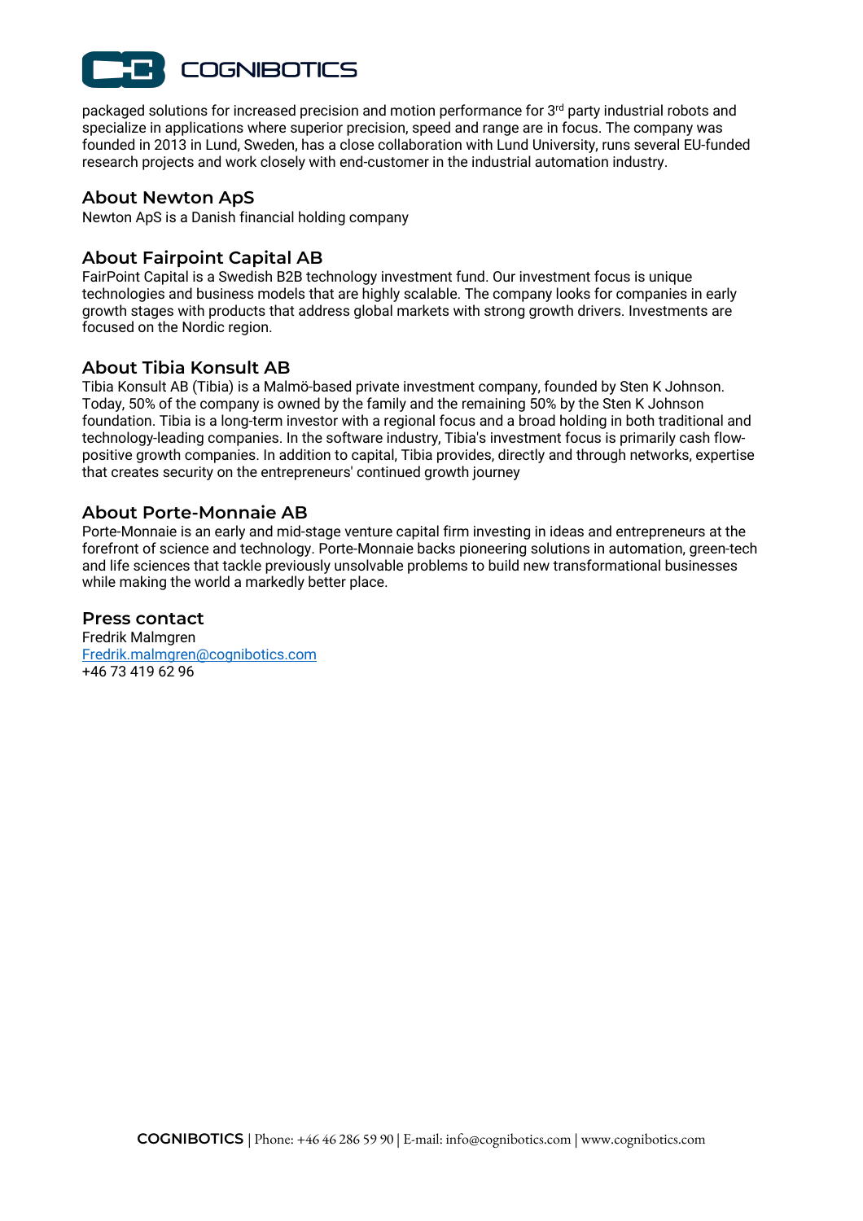packaged solutions for increased precision and motion performance for 3rd party industrial robots and specialize in applications where superior precision, speed and range are in focus. The company was founded in 2013 in Lund, Sweden, has a close collaboration with Lund University, runs several EU-funded research projects and work closely with end-customer in the industrial automation industry.

## About Newton ApS

Newton ApS is a Danish financial holding company

## About Fairpoint Capital AB

FairPoint Capital is a Swedish B2B technology investment fund. Our investment focus is unique technologies and business models that are highly scalable. The company looks for companies in early growth stages with products that address global markets with strong growth drivers. Investments are focused on the Nordic region.

## About Tibia Konsult AB

Tibia Konsult AB (Tibia) is a Malmö-based private investment company, founded by Sten K Johnson. Today, 50% of the company is owned by the family and the remaining 50% by the Sten K Johnson foundation. Tibia is a long-term investor with a regional focus and a broad holding in both traditional and technology-leading companies. In the software industry, Tibia's investment focus is primarily cash flow-positive growth companies. In addition to capital, Tibia provides, directly and through networks, expertise that creates security on the entrepreneurs' continued growth journey

## About Porte-Monnaie AB

Porte-Monnaie is an early and mid-stage venture capital firm investing in ideas and entrepreneurs at the forefront of science and technology. Porte-Monnaie backs pioneering solutions in automation, green-tech and life sciences that tackle previously unsolvable problems to build new transformational businesses while making the world a markedly better place.

## Press contact

Fredrik Malmgren
Fredrik.malmgren@cognibotics.com
+46 73 419 62 96